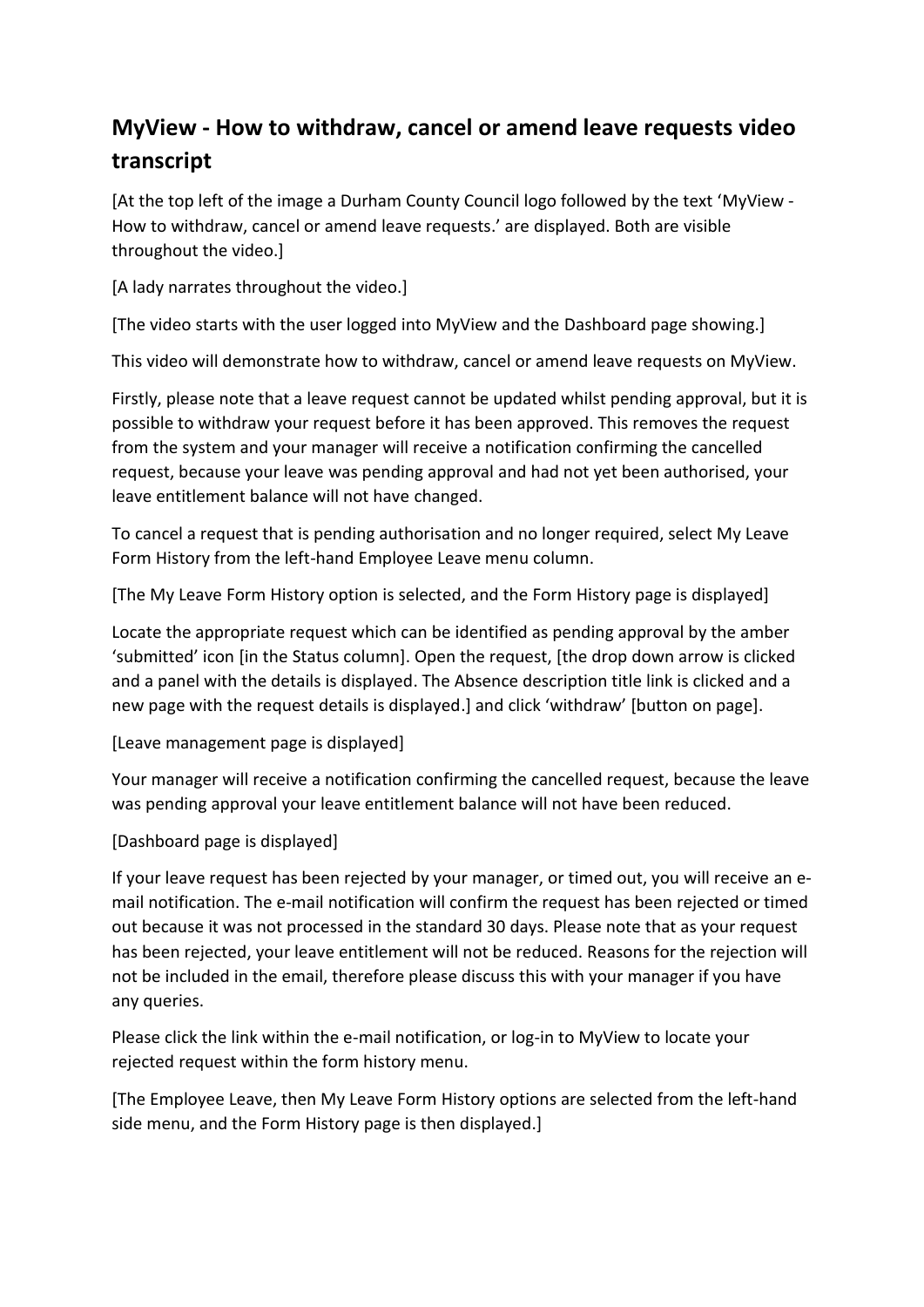# MyView - How to withdraw, cancel or amend leave requests video transcript

[At the top left of the image a Durham County Council logo followed by the text 'MyView - How to withdraw, cancel or amend leave requests.' are displayed. Both are visible throughout the video.]

[A lady narrates throughout the video.]

[The video starts with the user logged into MyView and the Dashboard page showing.]

This video will demonstrate how to withdraw, cancel or amend leave requests on MyView.

Firstly, please note that a leave request cannot be updated whilst pending approval, but it is possible to withdraw your request before it has been approved. This removes the request from the system and your manager will receive a notification confirming the cancelled request, because your leave was pending approval and had not yet been authorised, your leave entitlement balance will not have changed.

To cancel a request that is pending authorisation and no longer required, select My Leave Form History from the left-hand Employee Leave menu column.

[The My Leave Form History option is selected, and the Form History page is displayed]

Locate the appropriate request which can be identified as pending approval by the amber 'submitted' icon [in the Status column]. Open the request, [the drop down arrow is clicked and a panel with the details is displayed. The Absence description title link is clicked and a new page with the request details is displayed.] and click 'withdraw' [button on page].

[Leave management page is displayed]

Your manager will receive a notification confirming the cancelled request, because the leave was pending approval your leave entitlement balance will not have been reduced.

[Dashboard page is displayed]

If your leave request has been rejected by your manager, or timed out, you will receive an e-mail notification. The e-mail notification will confirm the request has been rejected or timed out because it was not processed in the standard 30 days. Please note that as your request has been rejected, your leave entitlement will not be reduced. Reasons for the rejection will not be included in the email, therefore please discuss this with your manager if you have any queries.

Please click the link within the e-mail notification, or log-in to MyView to locate your rejected request within the form history menu.

[The Employee Leave, then My Leave Form History options are selected from the left-hand side menu, and the Form History page is then displayed.]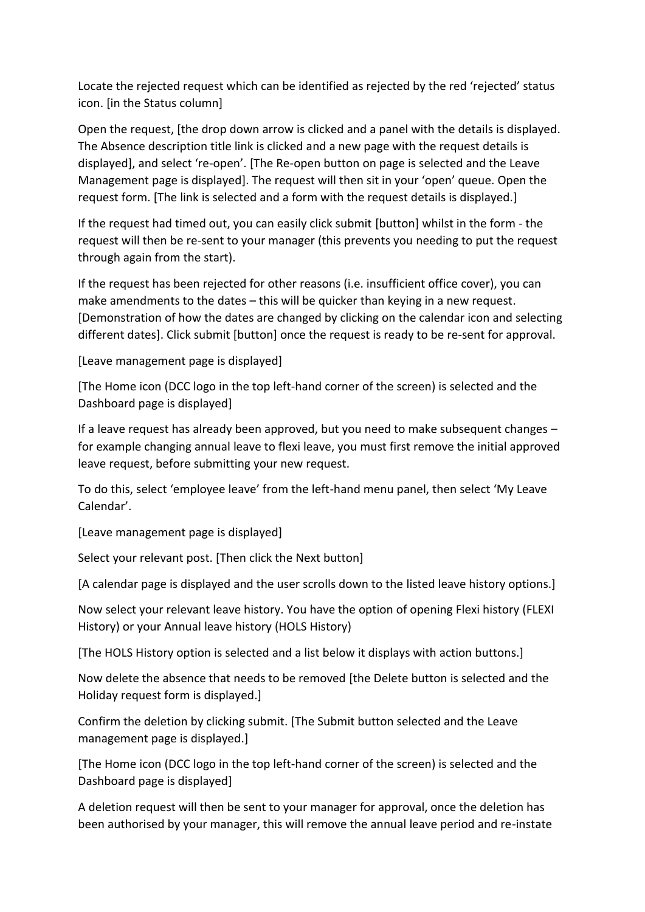Locate the rejected request which can be identified as rejected by the red 'rejected' status icon. [in the Status column]

Open the request, [the drop down arrow is clicked and a panel with the details is displayed. The Absence description title link is clicked and a new page with the request details is displayed], and select 're-open'. [The Re-open button on page is selected and the Leave Management page is displayed]. The request will then sit in your 'open' queue. Open the request form. [The link is selected and a form with the request details is displayed.]

If the request had timed out, you can easily click submit [button] whilst in the form - the request will then be re-sent to your manager (this prevents you needing to put the request through again from the start).

If the request has been rejected for other reasons (i.e. insufficient office cover), you can make amendments to the dates – this will be quicker than keying in a new request. [Demonstration of how the dates are changed by clicking on the calendar icon and selecting different dates]. Click submit [button] once the request is ready to be re-sent for approval.

[Leave management page is displayed]

[The Home icon (DCC logo in the top left-hand corner of the screen) is selected and the Dashboard page is displayed]

If a leave request has already been approved, but you need to make subsequent changes – for example changing annual leave to flexi leave, you must first remove the initial approved leave request, before submitting your new request.

To do this, select 'employee leave' from the left-hand menu panel, then select 'My Leave Calendar'.

[Leave management page is displayed]

Select your relevant post. [Then click the Next button]

[A calendar page is displayed and the user scrolls down to the listed leave history options.]

Now select your relevant leave history. You have the option of opening Flexi history (FLEXI History) or your Annual leave history (HOLS History)

[The HOLS History option is selected and a list below it displays with action buttons.]

Now delete the absence that needs to be removed [the Delete button is selected and the Holiday request form is displayed.]

Confirm the deletion by clicking submit. [The Submit button selected and the Leave management page is displayed.]

[The Home icon (DCC logo in the top left-hand corner of the screen) is selected and the Dashboard page is displayed]

A deletion request will then be sent to your manager for approval, once the deletion has been authorised by your manager, this will remove the annual leave period and re-instate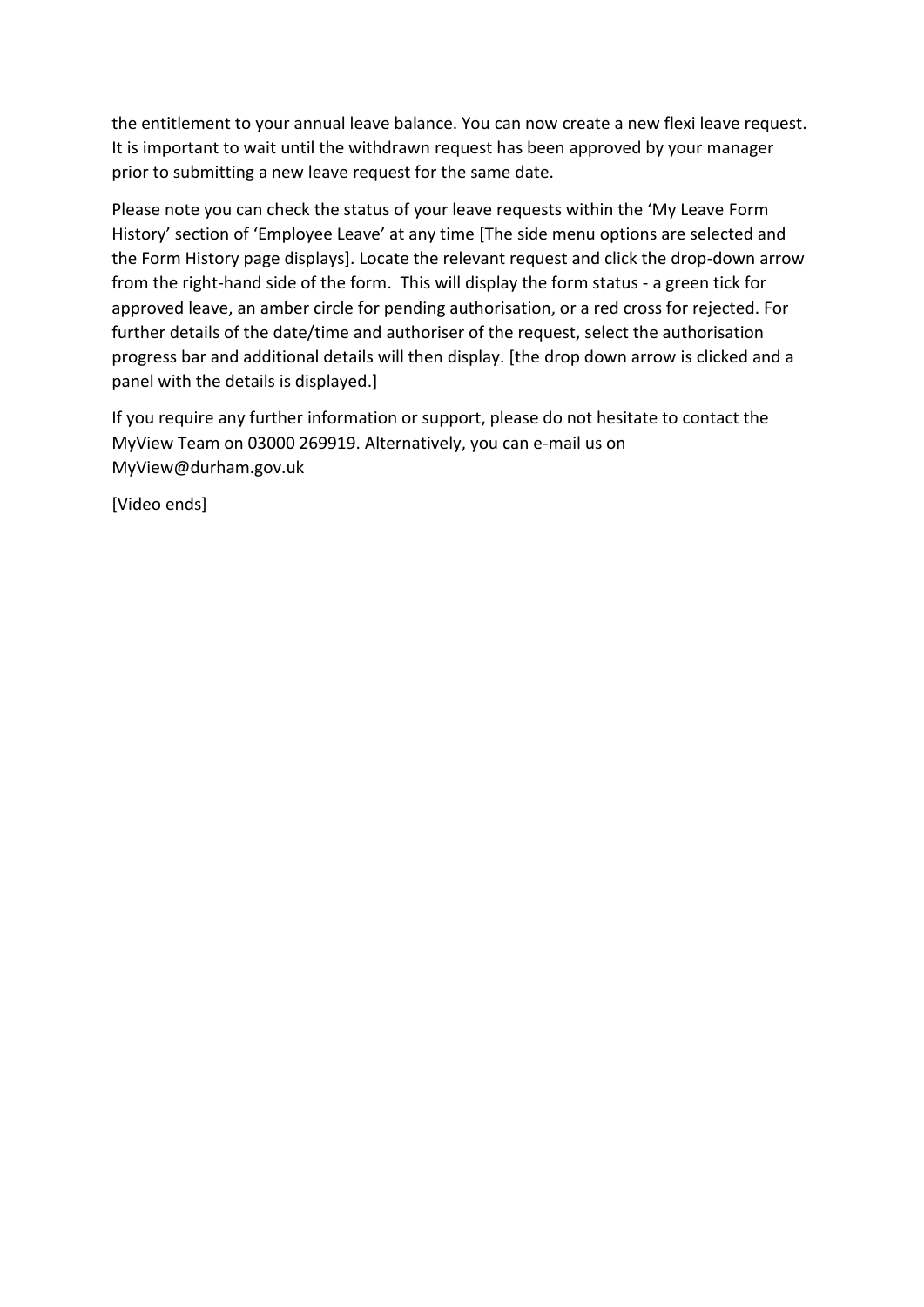the entitlement to your annual leave balance. You can now create a new flexi leave request. It is important to wait until the withdrawn request has been approved by your manager prior to submitting a new leave request for the same date.

Please note you can check the status of your leave requests within the 'My Leave Form History' section of 'Employee Leave' at any time [The side menu options are selected and the Form History page displays]. Locate the relevant request and click the drop-down arrow from the right-hand side of the form. This will display the form status - a green tick for approved leave, an amber circle for pending authorisation, or a red cross for rejected. For further details of the date/time and authoriser of the request, select the authorisation progress bar and additional details will then display. [the drop down arrow is clicked and a panel with the details is displayed.]

If you require any further information or support, please do not hesitate to contact the MyView Team on 03000 269919. Alternatively, you can e-mail us on MyView@durham.gov.uk

[Video ends]